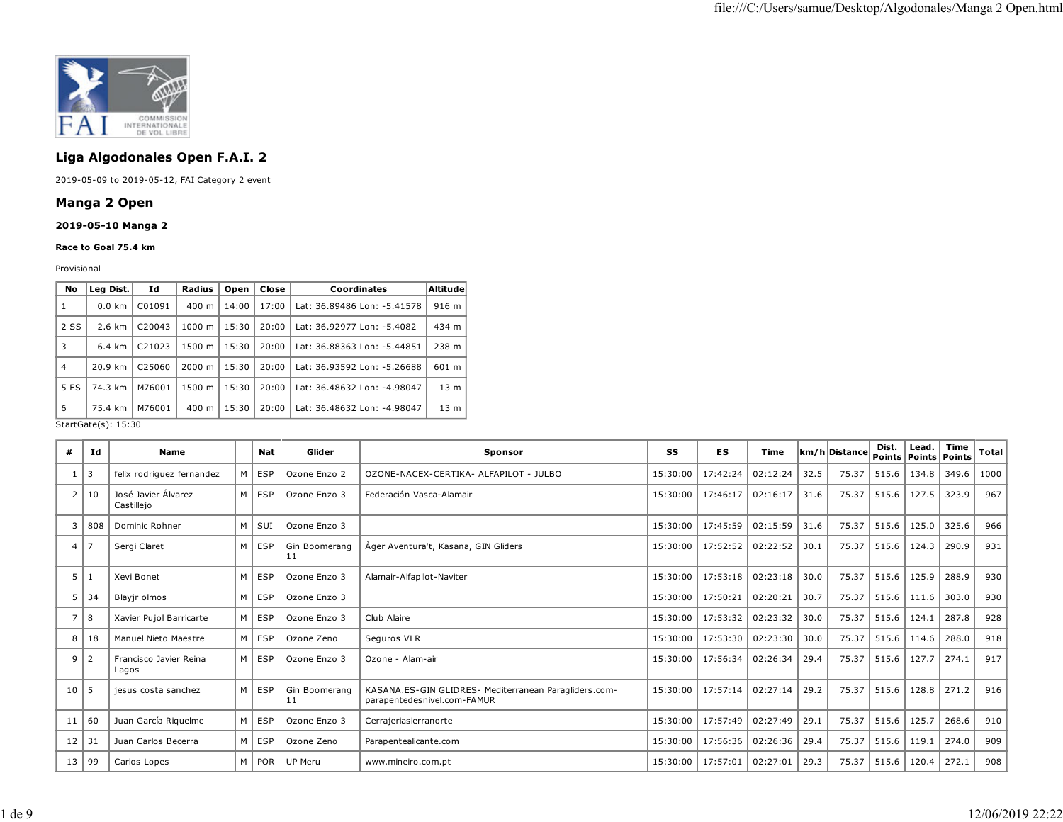# Liga Algodonales Open F.A.I. 2

2019-05-09 to 2019-05-12, FAI Category 2 event

## Manga 2 Open

### 2019-05-10 Manga 2

#### Race to Goal 75.4 km

Provisional

| No | Leg Dist. | Id | Radius | Open | Close | Coordinates | Altitude |
|---|---|---|---|---|---|---|---|
| 1 | 0.0 km | C01091 | 400 m | 14:00 | 17:00 | Lat: 36.89486 Lon: -5.41578 | 916 m |
| 2 SS | 2.6 km | C20043 | 1000 m | 15:30 | 20:00 | Lat: 36.92977 Lon: -5.4082 | 434 m |
| 3 | 6.4 km | C21023 | 1500 m | 15:30 | 20:00 | Lat: 36.88363 Lon: -5.44851 | 238 m |
| 4 | 20.9 km | C25060 | 2000 m | 15:30 | 20:00 | Lat: 36.93592 Lon: -5.26688 | 601 m |
| 5 ES | 74.3 km | M76001 | 1500 m | 15:30 | 20:00 | Lat: 36.48632 Lon: -4.98047 | 13 m |
| 6 | 75.4 km | M76001 | 400 m | 15:30 | 20:00 | Lat: 36.48632 Lon: -4.98047 | 13 m |

StartGate(s): 15:30

| # | Id | Name | | Nat | Glider | Sponsor | SS | ES | Time | km/h | Distance | Dist. Points | Lead. Points | Time Points | Total |
|---|---|---|---|---|---|---|---|---|---|---|---|---|---|---|---|
| 1 | 3 | felix rodriguez fernandez | M | ESP | Ozone Enzo 2 | OZONE-NACEX-CERTIKA- ALFAPILOT - JULBO | 15:30:00 | 17:42:24 | 02:12:24 | 32.5 | 75.37 | 515.6 | 134.8 | 349.6 | 1000 |
| 2 | 10 | José Javier Álvarez Castillejo | M | ESP | Ozone Enzo 3 | Federación Vasca-Alamair | 15:30:00 | 17:46:17 | 02:16:17 | 31.6 | 75.37 | 515.6 | 127.5 | 323.9 | 967 |
| 3 | 808 | Dominic Rohner | M | SUI | Ozone Enzo 3 | | 15:30:00 | 17:45:59 | 02:15:59 | 31.6 | 75.37 | 515.6 | 125.0 | 325.6 | 966 |
| 4 | 7 | Sergi Claret | M | ESP | Gin Boomerang 11 | Àger Aventura't, Kasana, GIN Gliders | 15:30:00 | 17:52:52 | 02:22:52 | 30.1 | 75.37 | 515.6 | 124.3 | 290.9 | 931 |
| 5 | 1 | Xevi Bonet | M | ESP | Ozone Enzo 3 | Alamair-Alfapilot-Naviter | 15:30:00 | 17:53:18 | 02:23:18 | 30.0 | 75.37 | 515.6 | 125.9 | 288.9 | 930 |
| 5 | 34 | Blayjr olmos | M | ESP | Ozone Enzo 3 | | 15:30:00 | 17:50:21 | 02:20:21 | 30.7 | 75.37 | 515.6 | 111.6 | 303.0 | 930 |
| 7 | 8 | Xavier Pujol Barricarte | M | ESP | Ozone Enzo 3 | Club Alaire | 15:30:00 | 17:53:32 | 02:23:32 | 30.0 | 75.37 | 515.6 | 124.1 | 287.8 | 928 |
| 8 | 18 | Manuel Nieto Maestre | M | ESP | Ozone Zeno | Seguros VLR | 15:30:00 | 17:53:30 | 02:23:30 | 30.0 | 75.37 | 515.6 | 114.6 | 288.0 | 918 |
| 9 | 2 | Francisco Javier Reina Lagos | M | ESP | Ozone Enzo 3 | Ozone - Alam-air | 15:30:00 | 17:56:34 | 02:26:34 | 29.4 | 75.37 | 515.6 | 127.7 | 274.1 | 917 |
| 10 | 5 | jesus costa sanchez | M | ESP | Gin Boomerang 11 | KASANA.ES-GIN GLIDRES- Mediterranean Paragliders.com-parapentedesnivel.com-FAMUR | 15:30:00 | 17:57:14 | 02:27:14 | 29.2 | 75.37 | 515.6 | 128.8 | 271.2 | 916 |
| 11 | 60 | Juan García Riquelme | M | ESP | Ozone Enzo 3 | Cerrajeriasierranorte | 15:30:00 | 17:57:49 | 02:27:49 | 29.1 | 75.37 | 515.6 | 125.7 | 268.6 | 910 |
| 12 | 31 | Juan Carlos Becerra | M | ESP | Ozone Zeno | Parapentealicante.com | 15:30:00 | 17:56:36 | 02:26:36 | 29.4 | 75.37 | 515.6 | 119.1 | 274.0 | 909 |
| 13 | 99 | Carlos Lopes | M | POR | UP Meru | www.mineiro.com.pt | 15:30:00 | 17:57:01 | 02:27:01 | 29.3 | 75.37 | 515.6 | 120.4 | 272.1 | 908 |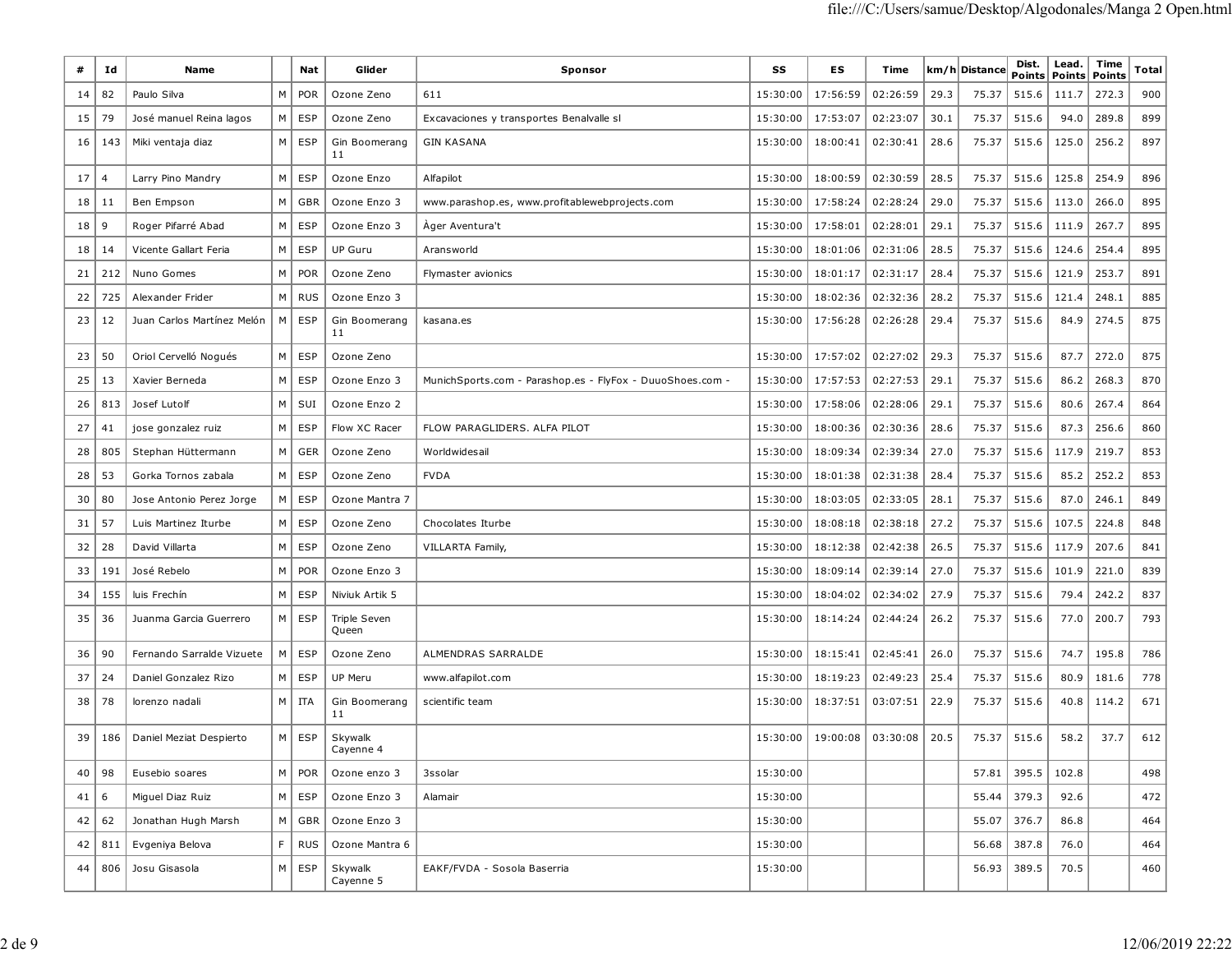| # | Id | Name | | Nat | Glider | Sponsor | SS | ES | Time | km/h | Distance | Dist. Points | Lead. Points | Time Points | Total |
|---|---|---|---|---|---|---|---|---|---|---|---|---|---|---|---|
| 14 | 82 | Paulo Silva | M | POR | Ozone Zeno | 611 | 15:30:00 | 17:56:59 | 02:26:59 | 29.3 | 75.37 | 515.6 | 111.7 | 272.3 | 900 |
| 15 | 79 | José manuel Reina lagos | M | ESP | Ozone Zeno | Excavaciones y transportes Benalvalle sl | 15:30:00 | 17:53:07 | 02:23:07 | 30.1 | 75.37 | 515.6 | 94.0 | 289.8 | 899 |
| 16 | 143 | Miki ventaja diaz | M | ESP | Gin Boomerang 11 | GIN KASANA | 15:30:00 | 18:00:41 | 02:30:41 | 28.6 | 75.37 | 515.6 | 125.0 | 256.2 | 897 |
| 17 | 4 | Larry Pino Mandry | M | ESP | Ozone Enzo | Alfapilot | 15:30:00 | 18:00:59 | 02:30:59 | 28.5 | 75.37 | 515.6 | 125.8 | 254.9 | 896 |
| 18 | 11 | Ben Empson | M | GBR | Ozone Enzo 3 | www.parashop.es, www.profitablewebprojects.com | 15:30:00 | 17:58:24 | 02:28:24 | 29.0 | 75.37 | 515.6 | 113.0 | 266.0 | 895 |
| 18 | 9 | Roger Pifarré Abad | M | ESP | Ozone Enzo 3 | Àger Aventura't | 15:30:00 | 17:58:01 | 02:28:01 | 29.1 | 75.37 | 515.6 | 111.9 | 267.7 | 895 |
| 18 | 14 | Vicente Gallart Feria | M | ESP | UP Guru | Aransworld | 15:30:00 | 18:01:06 | 02:31:06 | 28.5 | 75.37 | 515.6 | 124.6 | 254.4 | 895 |
| 21 | 212 | Nuno Gomes | M | POR | Ozone Zeno | Flymaster avionics | 15:30:00 | 18:01:17 | 02:31:17 | 28.4 | 75.37 | 515.6 | 121.9 | 253.7 | 891 |
| 22 | 725 | Alexander Frider | M | RUS | Ozone Enzo 3 | | 15:30:00 | 18:02:36 | 02:32:36 | 28.2 | 75.37 | 515.6 | 121.4 | 248.1 | 885 |
| 23 | 12 | Juan Carlos Martínez Melón | M | ESP | Gin Boomerang 11 | kasana.es | 15:30:00 | 17:56:28 | 02:26:28 | 29.4 | 75.37 | 515.6 | 84.9 | 274.5 | 875 |
| 23 | 50 | Oriol Cervelló Nogués | M | ESP | Ozone Zeno | | 15:30:00 | 17:57:02 | 02:27:02 | 29.3 | 75.37 | 515.6 | 87.7 | 272.0 | 875 |
| 25 | 13 | Xavier Berneda | M | ESP | Ozone Enzo 3 | MunichSports.com - Parashop.es - FlyFox - DuuoShoes.com - | 15:30:00 | 17:57:53 | 02:27:53 | 29.1 | 75.37 | 515.6 | 86.2 | 268.3 | 870 |
| 26 | 813 | Josef Lutolf | M | SUI | Ozone Enzo 2 | | 15:30:00 | 17:58:06 | 02:28:06 | 29.1 | 75.37 | 515.6 | 80.6 | 267.4 | 864 |
| 27 | 41 | jose gonzalez ruiz | M | ESP | Flow XC Racer | FLOW PARAGLIDERS. ALFA PILOT | 15:30:00 | 18:00:36 | 02:30:36 | 28.6 | 75.37 | 515.6 | 87.3 | 256.6 | 860 |
| 28 | 805 | Stephan Hüttermann | M | GER | Ozone Zeno | Worldwidesail | 15:30:00 | 18:09:34 | 02:39:34 | 27.0 | 75.37 | 515.6 | 117.9 | 219.7 | 853 |
| 28 | 53 | Gorka Tornos zabala | M | ESP | Ozone Zeno | FVDA | 15:30:00 | 18:01:38 | 02:31:38 | 28.4 | 75.37 | 515.6 | 85.2 | 252.2 | 853 |
| 30 | 80 | Jose Antonio Perez Jorge | M | ESP | Ozone Mantra 7 | | 15:30:00 | 18:03:05 | 02:33:05 | 28.1 | 75.37 | 515.6 | 87.0 | 246.1 | 849 |
| 31 | 57 | Luis Martinez Iturbe | M | ESP | Ozone Zeno | Chocolates Iturbe | 15:30:00 | 18:08:18 | 02:38:18 | 27.2 | 75.37 | 515.6 | 107.5 | 224.8 | 848 |
| 32 | 28 | David Villarta | M | ESP | Ozone Zeno | VILLARTA Family, | 15:30:00 | 18:12:38 | 02:42:38 | 26.5 | 75.37 | 515.6 | 117.9 | 207.6 | 841 |
| 33 | 191 | José Rebelo | M | POR | Ozone Enzo 3 | | 15:30:00 | 18:09:14 | 02:39:14 | 27.0 | 75.37 | 515.6 | 101.9 | 221.0 | 839 |
| 34 | 155 | luis Frechín | M | ESP | Niviuk Artik 5 | | 15:30:00 | 18:04:02 | 02:34:02 | 27.9 | 75.37 | 515.6 | 79.4 | 242.2 | 837 |
| 35 | 36 | Juanma Garcia Guerrero | M | ESP | Triple Seven Queen | | 15:30:00 | 18:14:24 | 02:44:24 | 26.2 | 75.37 | 515.6 | 77.0 | 200.7 | 793 |
| 36 | 90 | Fernando Sarralde Vizuete | M | ESP | Ozone Zeno | ALMENDRAS SARRALDE | 15:30:00 | 18:15:41 | 02:45:41 | 26.0 | 75.37 | 515.6 | 74.7 | 195.8 | 786 |
| 37 | 24 | Daniel Gonzalez Rizo | M | ESP | UP Meru | www.alfapilot.com | 15:30:00 | 18:19:23 | 02:49:23 | 25.4 | 75.37 | 515.6 | 80.9 | 181.6 | 778 |
| 38 | 78 | lorenzo nadali | M | ITA | Gin Boomerang 11 | scientific team | 15:30:00 | 18:37:51 | 03:07:51 | 22.9 | 75.37 | 515.6 | 40.8 | 114.2 | 671 |
| 39 | 186 | Daniel Meziat Despierto | M | ESP | Skywalk Cayenne 4 | | 15:30:00 | 19:00:08 | 03:30:08 | 20.5 | 75.37 | 515.6 | 58.2 | 37.7 | 612 |
| 40 | 98 | Eusebio soares | M | POR | Ozone enzo 3 | 3ssolar | 15:30:00 | | | | 57.81 | 395.5 | 102.8 | | 498 |
| 41 | 6 | Miguel Diaz Ruiz | M | ESP | Ozone Enzo 3 | Alamair | 15:30:00 | | | | 55.44 | 379.3 | 92.6 | | 472 |
| 42 | 62 | Jonathan Hugh Marsh | M | GBR | Ozone Enzo 3 | | 15:30:00 | | | | 55.07 | 376.7 | 86.8 | | 464 |
| 42 | 811 | Evgeniya Belova | F | RUS | Ozone Mantra 6 | | 15:30:00 | | | | 56.68 | 387.8 | 76.0 | | 464 |
| 44 | 806 | Josu Gisasola | M | ESP | Skywalk Cayenne 5 | EAKF/FVDA - Sosola Baserria | 15:30:00 | | | | 56.93 | 389.5 | 70.5 | | 460 |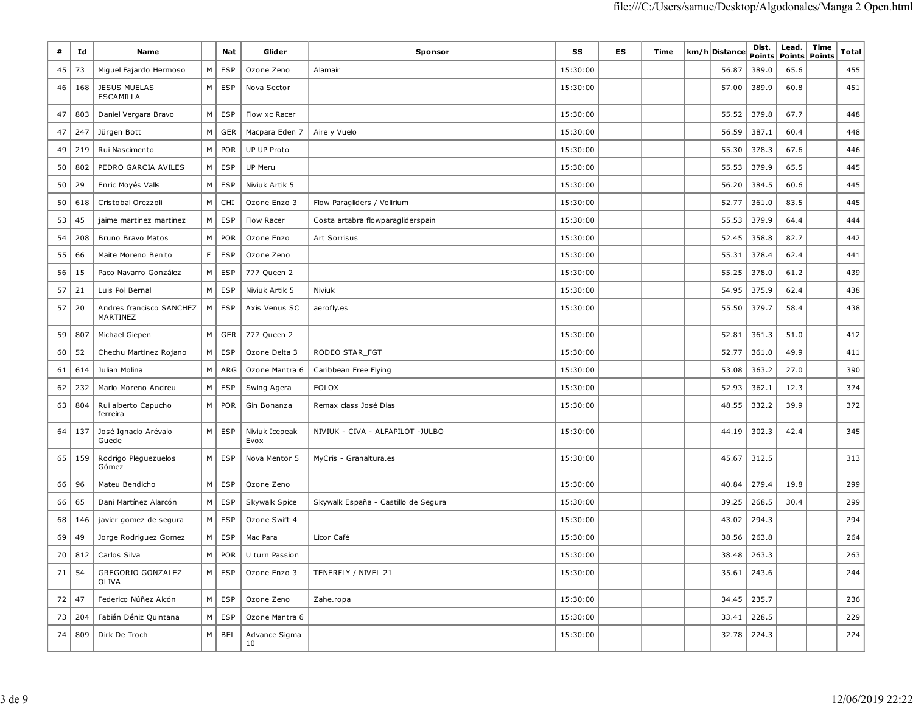| # | Id | Name | | Nat | Glider | Sponsor | SS | ES | Time | km/h | Distance | Dist. Points | Lead. Points | Time Points | Total |
|---|---|---|---|---|---|---|---|---|---|---|---|---|---|---|---|
| 45 | 73 | Miguel Fajardo Hermoso | M | ESP | Ozone Zeno | Alamair | 15:30:00 | | | | 56.87 | 389.0 | 65.6 | | 455 |
| 46 | 168 | JESUS MUELAS ESCAMILLA | M | ESP | Nova Sector | | 15:30:00 | | | | 57.00 | 389.9 | 60.8 | | 451 |
| 47 | 803 | Daniel Vergara Bravo | M | ESP | Flow xc Racer | | 15:30:00 | | | | 55.52 | 379.8 | 67.7 | | 448 |
| 47 | 247 | Jürgen Bott | M | GER | Macpara Eden 7 | Aire y Vuelo | 15:30:00 | | | | 56.59 | 387.1 | 60.4 | | 448 |
| 49 | 219 | Rui Nascimento | M | POR | UP UP Proto | | 15:30:00 | | | | 55.30 | 378.3 | 67.6 | | 446 |
| 50 | 802 | PEDRO GARCIA AVILES | M | ESP | UP Meru | | 15:30:00 | | | | 55.53 | 379.9 | 65.5 | | 445 |
| 50 | 29 | Enric Moyés Valls | M | ESP | Niviuk Artik 5 | | 15:30:00 | | | | 56.20 | 384.5 | 60.6 | | 445 |
| 50 | 618 | Cristobal Orezzoli | M | CHI | Ozone Enzo 3 | Flow Paragliders / Volirium | 15:30:00 | | | | 52.77 | 361.0 | 83.5 | | 445 |
| 53 | 45 | jaime martinez martinez | M | ESP | Flow Racer | Costa artabra flowparagliderspain | 15:30:00 | | | | 55.53 | 379.9 | 64.4 | | 444 |
| 54 | 208 | Bruno Bravo Matos | M | POR | Ozone Enzo | Art Sorrisus | 15:30:00 | | | | 52.45 | 358.8 | 82.7 | | 442 |
| 55 | 66 | Maite Moreno Benito | F | ESP | Ozone Zeno | | 15:30:00 | | | | 55.31 | 378.4 | 62.4 | | 441 |
| 56 | 15 | Paco Navarro González | M | ESP | 777 Queen 2 | | 15:30:00 | | | | 55.25 | 378.0 | 61.2 | | 439 |
| 57 | 21 | Luis Pol Bernal | M | ESP | Niviuk Artik 5 | Niviuk | 15:30:00 | | | | 54.95 | 375.9 | 62.4 | | 438 |
| 57 | 20 | Andres francisco SANCHEZ MARTINEZ | M | ESP | Axis Venus SC | aerofly.es | 15:30:00 | | | | 55.50 | 379.7 | 58.4 | | 438 |
| 59 | 807 | Michael Giepen | M | GER | 777 Queen 2 | | 15:30:00 | | | | 52.81 | 361.3 | 51.0 | | 412 |
| 60 | 52 | Chechu Martinez Rojano | M | ESP | Ozone Delta 3 | RODEO STAR_FGT | 15:30:00 | | | | 52.77 | 361.0 | 49.9 | | 411 |
| 61 | 614 | Julian Molina | M | ARG | Ozone Mantra 6 | Caribbean Free Flying | 15:30:00 | | | | 53.08 | 363.2 | 27.0 | | 390 |
| 62 | 232 | Mario Moreno Andreu | M | ESP | Swing Agera | EOLOX | 15:30:00 | | | | 52.93 | 362.1 | 12.3 | | 374 |
| 63 | 804 | Rui alberto Capucho ferreira | M | POR | Gin Bonanza | Remax class José Dias | 15:30:00 | | | | 48.55 | 332.2 | 39.9 | | 372 |
| 64 | 137 | José Ignacio Arévalo Guede | M | ESP | Niviuk Icepeak Evox | NIVIUK - CIVA - ALFAPILOT -JULBO | 15:30:00 | | | | 44.19 | 302.3 | 42.4 | | 345 |
| 65 | 159 | Rodrigo Pleguezuelos Gómez | M | ESP | Nova Mentor 5 | MyCris - Granaltura.es | 15:30:00 | | | | 45.67 | 312.5 | | | 313 |
| 66 | 96 | Mateu Bendicho | M | ESP | Ozone Zeno | | 15:30:00 | | | | 40.84 | 279.4 | 19.8 | | 299 |
| 66 | 65 | Dani Martínez Alarcón | M | ESP | Skywalk Spice | Skywalk España - Castillo de Segura | 15:30:00 | | | | 39.25 | 268.5 | 30.4 | | 299 |
| 68 | 146 | javier gomez de segura | M | ESP | Ozone Swift 4 | | 15:30:00 | | | | 43.02 | 294.3 | | | 294 |
| 69 | 49 | Jorge Rodriguez Gomez | M | ESP | Mac Para | Licor Café | 15:30:00 | | | | 38.56 | 263.8 | | | 264 |
| 70 | 812 | Carlos Silva | M | POR | U turn Passion | | 15:30:00 | | | | 38.48 | 263.3 | | | 263 |
| 71 | 54 | GREGORIO GONZALEZ OLIVA | M | ESP | Ozone Enzo 3 | TENERFLY / NIVEL 21 | 15:30:00 | | | | 35.61 | 243.6 | | | 244 |
| 72 | 47 | Federico Núñez Alcón | M | ESP | Ozone Zeno | Zahe.ropa | 15:30:00 | | | | 34.45 | 235.7 | | | 236 |
| 73 | 204 | Fabián Déniz Quintana | M | ESP | Ozone Mantra 6 | | 15:30:00 | | | | 33.41 | 228.5 | | | 229 |
| 74 | 809 | Dirk De Troch | M | BEL | Advance Sigma 10 | | 15:30:00 | | | | 32.78 | 224.3 | | | 224 |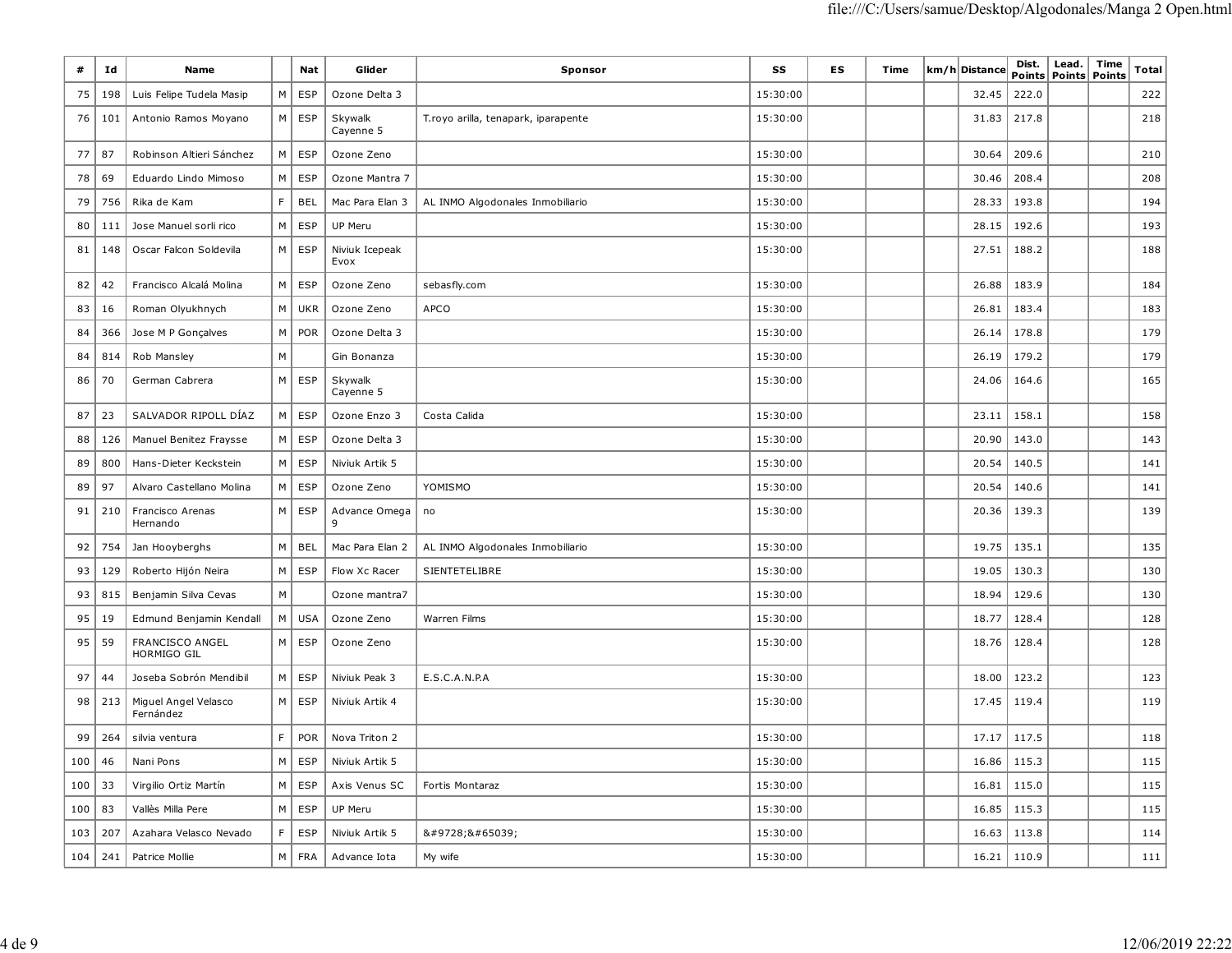| # | Id | Name | | Nat | Glider | Sponsor | SS | ES | Time | km/h | Distance | Dist. Points | Lead. Points | Time Points | Total |
|---|---|---|---|---|---|---|---|---|---|---|---|---|---|---|---|
| 75 | 198 | Luis Felipe Tudela Masip | M | ESP | Ozone Delta 3 | | 15:30:00 | | | | 32.45 | 222.0 | | | 222 |
| 76 | 101 | Antonio Ramos Moyano | M | ESP | Skywalk Cayenne 5 | T.royo arilla, tenapark, iparapente | 15:30:00 | | | | 31.83 | 217.8 | | | 218 |
| 77 | 87 | Robinson Altieri Sánchez | M | ESP | Ozone Zeno | | 15:30:00 | | | | 30.64 | 209.6 | | | 210 |
| 78 | 69 | Eduardo Lindo Mimoso | M | ESP | Ozone Mantra 7 | | 15:30:00 | | | | 30.46 | 208.4 | | | 208 |
| 79 | 756 | Rika de Kam | F | BEL | Mac Para Elan 3 | AL INMO Algodonales Inmobiliario | 15:30:00 | | | | 28.33 | 193.8 | | | 194 |
| 80 | 111 | Jose Manuel sorli rico | M | ESP | UP Meru | | 15:30:00 | | | | 28.15 | 192.6 | | | 193 |
| 81 | 148 | Oscar Falcon Soldevila | M | ESP | Niviuk Icepeak Evox | | 15:30:00 | | | | 27.51 | 188.2 | | | 188 |
| 82 | 42 | Francisco Alcalá Molina | M | ESP | Ozone Zeno | sebasfly.com | 15:30:00 | | | | 26.88 | 183.9 | | | 184 |
| 83 | 16 | Roman Olyukhnych | M | UKR | Ozone Zeno | APCO | 15:30:00 | | | | 26.81 | 183.4 | | | 183 |
| 84 | 366 | Jose M P Gonçalves | M | POR | Ozone Delta 3 | | 15:30:00 | | | | 26.14 | 178.8 | | | 179 |
| 84 | 814 | Rob Mansley | M | | Gin Bonanza | | 15:30:00 | | | | 26.19 | 179.2 | | | 179 |
| 86 | 70 | German Cabrera | M | ESP | Skywalk Cayenne 5 | | 15:30:00 | | | | 24.06 | 164.6 | | | 165 |
| 87 | 23 | SALVADOR RIPOLL DÍAZ | M | ESP | Ozone Enzo 3 | Costa Calida | 15:30:00 | | | | 23.11 | 158.1 | | | 158 |
| 88 | 126 | Manuel Benitez Fraysse | M | ESP | Ozone Delta 3 | | 15:30:00 | | | | 20.90 | 143.0 | | | 143 |
| 89 | 800 | Hans-Dieter Keckstein | M | ESP | Niviuk Artik 5 | | 15:30:00 | | | | 20.54 | 140.5 | | | 141 |
| 89 | 97 | Alvaro Castellano Molina | M | ESP | Ozone Zeno | YOMISMO | 15:30:00 | | | | 20.54 | 140.6 | | | 141 |
| 91 | 210 | Francisco Arenas Hernando | M | ESP | Advance Omega 9 | no | 15:30:00 | | | | 20.36 | 139.3 | | | 139 |
| 92 | 754 | Jan Hooyberghs | M | BEL | Mac Para Elan 2 | AL INMO Algodonales Inmobiliario | 15:30:00 | | | | 19.75 | 135.1 | | | 135 |
| 93 | 129 | Roberto Hijón Neira | M | ESP | Flow Xc Racer | SIENTETELIBRE | 15:30:00 | | | | 19.05 | 130.3 | | | 130 |
| 93 | 815 | Benjamin Silva Cevas | M | | Ozone mantra7 | | 15:30:00 | | | | 18.94 | 129.6 | | | 130 |
| 95 | 19 | Edmund Benjamin Kendall | M | USA | Ozone Zeno | Warren Films | 15:30:00 | | | | 18.77 | 128.4 | | | 128 |
| 95 | 59 | FRANCISCO ANGEL HORMIGO GIL | M | ESP | Ozone Zeno | | 15:30:00 | | | | 18.76 | 128.4 | | | 128 |
| 97 | 44 | Joseba Sobrón Mendibil | M | ESP | Niviuk Peak 3 | E.S.C.A.N.P.A | 15:30:00 | | | | 18.00 | 123.2 | | | 123 |
| 98 | 213 | Miguel Angel Velasco Fernández | M | ESP | Niviuk Artik 4 | | 15:30:00 | | | | 17.45 | 119.4 | | | 119 |
| 99 | 264 | silvia ventura | F | POR | Nova Triton 2 | | 15:30:00 | | | | 17.17 | 117.5 | | | 118 |
| 100 | 46 | Nani Pons | M | ESP | Niviuk Artik 5 | | 15:30:00 | | | | 16.86 | 115.3 | | | 115 |
| 100 | 33 | Virgilio Ortiz Martín | M | ESP | Axis Venus SC | Fortis Montaraz | 15:30:00 | | | | 16.81 | 115.0 | | | 115 |
| 100 | 83 | Vallès Milla Pere | M | ESP | UP Meru | | 15:30:00 | | | | 16.85 | 115.3 | | | 115 |
| 103 | 207 | Azahara Velasco Nevado | F | ESP | Niviuk Artik 5 | &#9728;&#65039; | 15:30:00 | | | | 16.63 | 113.8 | | | 114 |
| 104 | 241 | Patrice Mollie | M | FRA | Advance Iota | My wife | 15:30:00 | | | | 16.21 | 110.9 | | | 111 |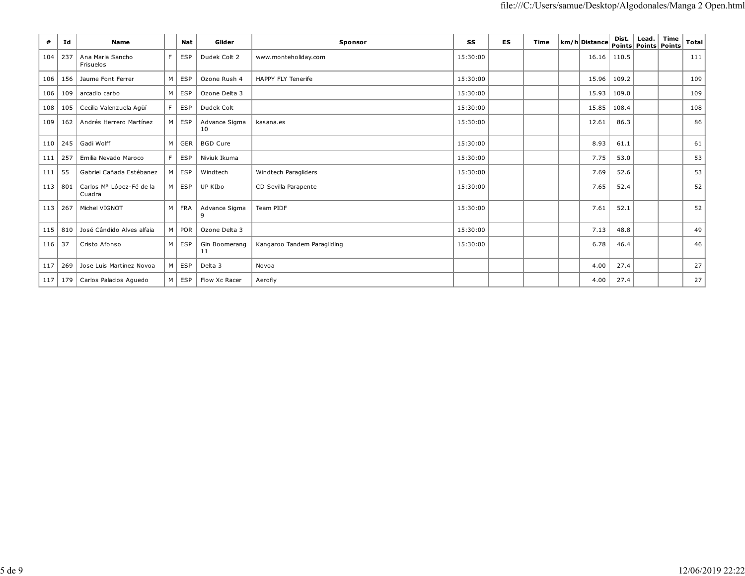| # | Id | Name | | Nat | Glider | Sponsor | SS | ES | Time | km/h | Distance | Dist. Points | Lead. Points | Time Points | Total |
|---|---|---|---|---|---|---|---|---|---|---|---|---|---|---|---|
| 104 | 237 | Ana Maria Sancho Frisuelos | F | ESP | Dudek Colt 2 | www.monteholiday.com | 15:30:00 | | | | 16.16 | 110.5 | | | 111 |
| 106 | 156 | Jaume Font Ferrer | M | ESP | Ozone Rush 4 | HAPPY FLY Tenerife | 15:30:00 | | | | 15.96 | 109.2 | | | 109 |
| 106 | 109 | arcadio carbo | M | ESP | Ozone Delta 3 | | 15:30:00 | | | | 15.93 | 109.0 | | | 109 |
| 108 | 105 | Cecilia Valenzuela Agüí | F | ESP | Dudek Colt | | 15:30:00 | | | | 15.85 | 108.4 | | | 108 |
| 109 | 162 | Andrés Herrero Martínez | M | ESP | Advance Sigma 10 | kasana.es | 15:30:00 | | | | 12.61 | 86.3 | | | 86 |
| 110 | 245 | Gadi Wolff | M | GER | BGD Cure | | 15:30:00 | | | | 8.93 | 61.1 | | | 61 |
| 111 | 257 | Emilia Nevado Maroco | F | ESP | Niviuk Ikuma | | 15:30:00 | | | | 7.75 | 53.0 | | | 53 |
| 111 | 55 | Gabriel Cañada Estébanez | M | ESP | Windtech | Windtech Paragliders | 15:30:00 | | | | 7.69 | 52.6 | | | 53 |
| 113 | 801 | Carlos Mª López-Fé de la Cuadra | M | ESP | UP KIbo | CD Sevilla Parapente | 15:30:00 | | | | 7.65 | 52.4 | | | 52 |
| 113 | 267 | Michel VIGNOT | M | FRA | Advance Sigma 9 | Team PIDF | 15:30:00 | | | | 7.61 | 52.1 | | | 52 |
| 115 | 810 | José Cândido Alves alfaia | M | POR | Ozone Delta 3 | | 15:30:00 | | | | 7.13 | 48.8 | | | 49 |
| 116 | 37 | Cristo Afonso | M | ESP | Gin Boomerang 11 | Kangaroo Tandem Paragliding | 15:30:00 | | | | 6.78 | 46.4 | | | 46 |
| 117 | 269 | Jose Luis Martinez Novoa | M | ESP | Delta 3 | Novoa | | | | | 4.00 | 27.4 | | | 27 |
| 117 | 179 | Carlos Palacios Aguedo | M | ESP | Flow Xc Racer | Aerofly | | | | | 4.00 | 27.4 | | | 27 |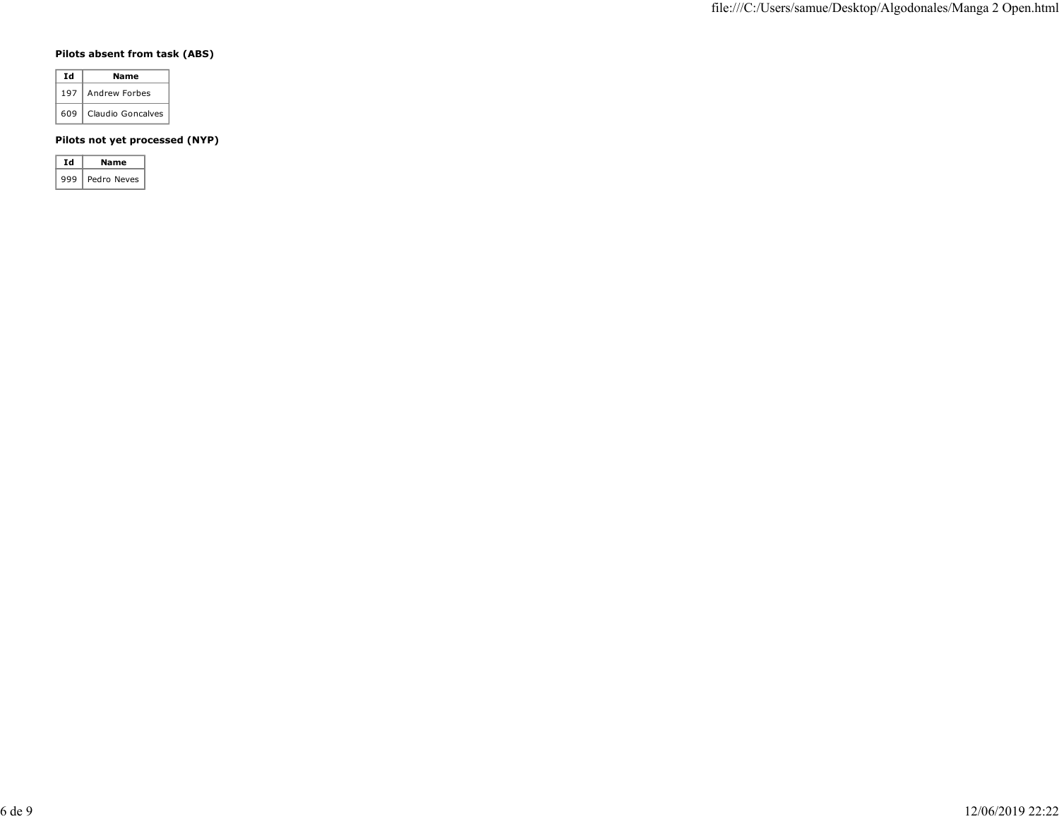**Pilots absent from task (ABS)**

| Id | Name |
| --- | --- |
| 197 | Andrew Forbes |
| 609 | Claudio Goncalves |

**Pilots not yet processed (NYP)**

| Id | Name |
| --- | --- |
| 999 | Pedro Neves |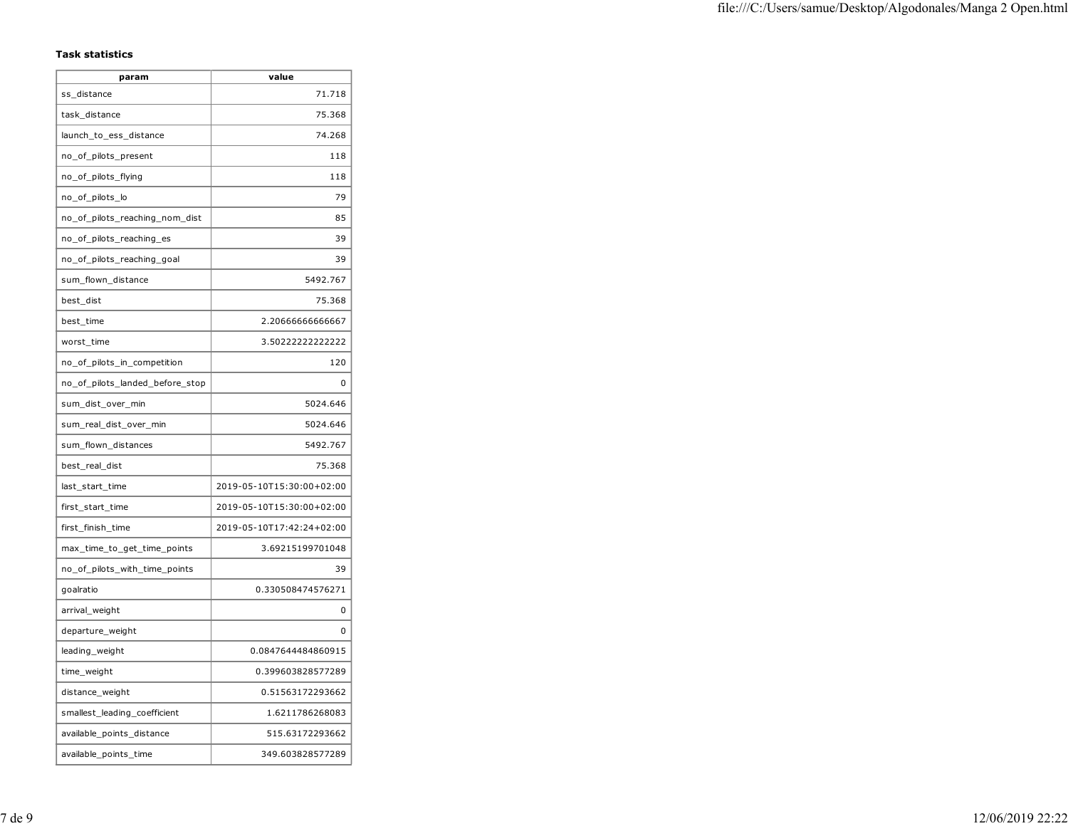**Task statistics**

| param | value |
| --- | --- |
| ss_distance | 71.718 |
| task_distance | 75.368 |
| launch_to_ess_distance | 74.268 |
| no_of_pilots_present | 118 |
| no_of_pilots_flying | 118 |
| no_of_pilots_lo | 79 |
| no_of_pilots_reaching_nom_dist | 85 |
| no_of_pilots_reaching_es | 39 |
| no_of_pilots_reaching_goal | 39 |
| sum_flown_distance | 5492.767 |
| best_dist | 75.368 |
| best_time | 2.20666666666667 |
| worst_time | 3.50222222222222 |
| no_of_pilots_in_competition | 120 |
| no_of_pilots_landed_before_stop | 0 |
| sum_dist_over_min | 5024.646 |
| sum_real_dist_over_min | 5024.646 |
| sum_flown_distances | 5492.767 |
| best_real_dist | 75.368 |
| last_start_time | 2019-05-10T15:30:00+02:00 |
| first_start_time | 2019-05-10T15:30:00+02:00 |
| first_finish_time | 2019-05-10T17:42:24+02:00 |
| max_time_to_get_time_points | 3.69215199701048 |
| no_of_pilots_with_time_points | 39 |
| goalratio | 0.330508474576271 |
| arrival_weight | 0 |
| departure_weight | 0 |
| leading_weight | 0.0847644484860915 |
| time_weight | 0.399603828577289 |
| distance_weight | 0.51563172293662 |
| smallest_leading_coefficient | 1.6211786268083 |
| available_points_distance | 515.63172293662 |
| available_points_time | 349.603828577289 |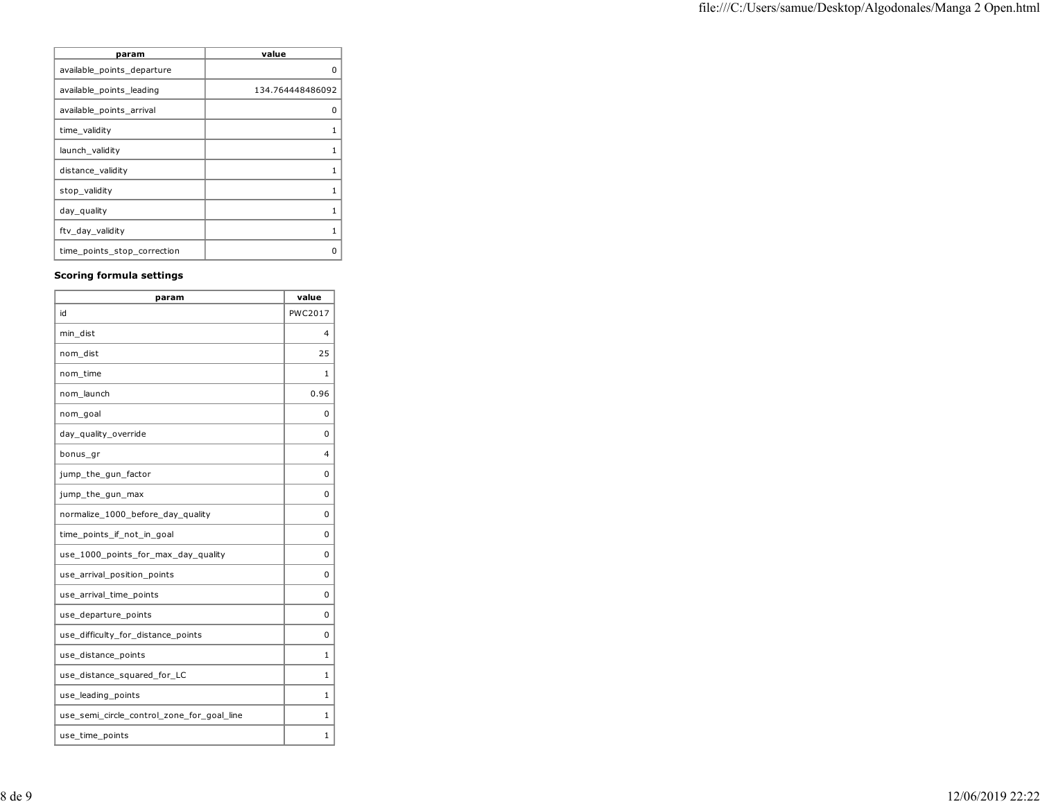| param | value |
| --- | --- |
| available_points_departure | 0 |
| available_points_leading | 134.764448486092 |
| available_points_arrival | 0 |
| time_validity | 1 |
| launch_validity | 1 |
| distance_validity | 1 |
| stop_validity | 1 |
| day_quality | 1 |
| ftv_day_validity | 1 |
| time_points_stop_correction | 0 |

**Scoring formula settings**

| param | value |
| --- | --- |
| id | PWC2017 |
| min_dist | 4 |
| nom_dist | 25 |
| nom_time | 1 |
| nom_launch | 0.96 |
| nom_goal | 0 |
| day_quality_override | 0 |
| bonus_gr | 4 |
| jump_the_gun_factor | 0 |
| jump_the_gun_max | 0 |
| normalize_1000_before_day_quality | 0 |
| time_points_if_not_in_goal | 0 |
| use_1000_points_for_max_day_quality | 0 |
| use_arrival_position_points | 0 |
| use_arrival_time_points | 0 |
| use_departure_points | 0 |
| use_difficulty_for_distance_points | 0 |
| use_distance_points | 1 |
| use_distance_squared_for_LC | 1 |
| use_leading_points | 1 |
| use_semi_circle_control_zone_for_goal_line | 1 |
| use_time_points | 1 |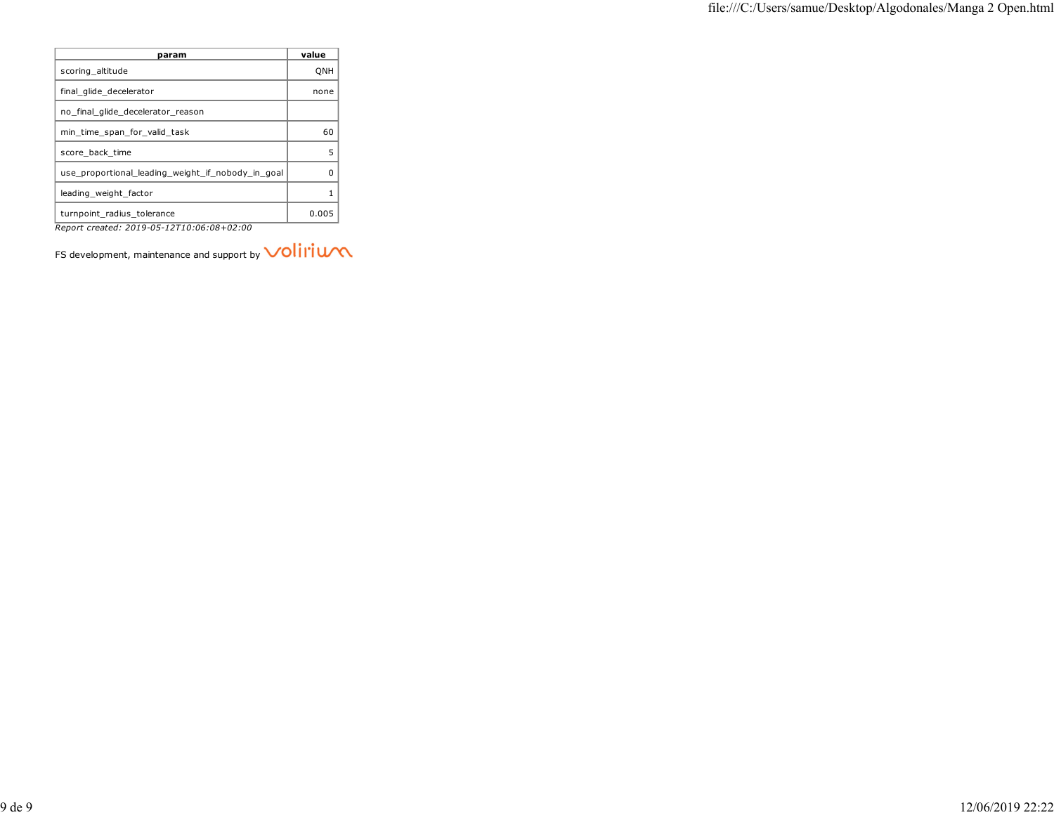| param | value |
|---|---|
| scoring_altitude | QNH |
| final_glide_decelerator | none |
| no_final_glide_decelerator_reason | |
| min_time_span_for_valid_task | 60 |
| score_back_time | 5 |
| use_proportional_leading_weight_if_nobody_in_goal | 0 |
| leading_weight_factor | 1 |
| turnpoint_radius_tolerance | 0.005 |

*Report created: 2019-05-12T10:06:08+02:00*

FS development, maintenance and support by volirium